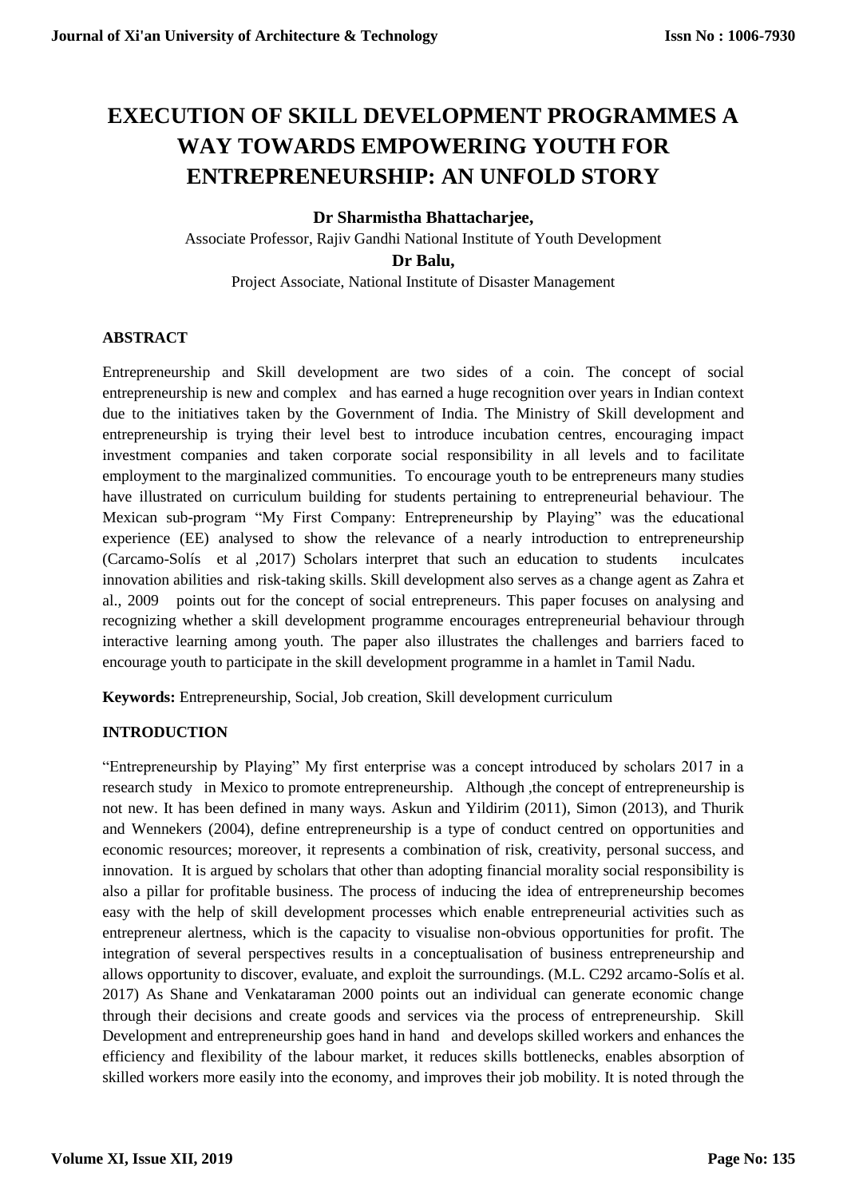# EXECUTION OF SKILL DEVELOPMENT PROGRAMMES A WAY TOWARDS EMPOWERING YOUTH FOR ENTREPRENEURSHIP: AN UNFOLD STORY

**Dr Sharmistha Bhattacharjee,**

Associate Professor, Rajiv Gandhi National Institute of Youth Development

**Dr Balu,**

Project Associate, National Institute of Disaster Management

## ABSTRACT

Entrepreneurship and Skill development are two sides of a coin. The concept of social entrepreneurship is new and complex and has earned a huge recognition over years in Indian context due to the initiatives taken by the Government of India. The Ministry of Skill development and entrepreneurship is trying their level best to introduce incubation centres, encouraging impact investment companies and taken corporate social responsibility in all levels and to facilitate employment to the marginalized communities. To encourage youth to be entrepreneurs many studies have illustrated on curriculum building for students pertaining to entrepreneurial behaviour. The Mexican sub-program "My First Company: Entrepreneurship by Playing" was the educational experience (EE) analysed to show the relevance of a nearly introduction to entrepreneurship (Carcamo-Solís et al ,2017) Scholars interpret that such an education to students inculcates innovation abilities and risk-taking skills. Skill development also serves as a change agent as Zahra et al., 2009 points out for the concept of social entrepreneurs. This paper focuses on analysing and recognizing whether a skill development programme encourages entrepreneurial behaviour through interactive learning among youth. The paper also illustrates the challenges and barriers faced to encourage youth to participate in the skill development programme in a hamlet in Tamil Nadu.

**Keywords:** Entrepreneurship, Social, Job creation, Skill development curriculum

## INTRODUCTION

"Entrepreneurship by Playing" My first enterprise was a concept introduced by scholars 2017 in a research study in Mexico to promote entrepreneurship. Although ,the concept of entrepreneurship is not new. It has been defined in many ways. Askun and Yildirim (2011), Simon (2013), and Thurik and Wennekers (2004), define entrepreneurship is a type of conduct centred on opportunities and economic resources; moreover, it represents a combination of risk, creativity, personal success, and innovation. It is argued by scholars that other than adopting financial morality social responsibility is also a pillar for profitable business. The process of inducing the idea of entrepreneurship becomes easy with the help of skill development processes which enable entrepreneurial activities such as entrepreneur alertness, which is the capacity to visualise non-obvious opportunities for profit. The integration of several perspectives results in a conceptualisation of business entrepreneurship and allows opportunity to discover, evaluate, and exploit the surroundings. (M.L. C292 arcamo-Solís et al. 2017) As Shane and Venkataraman 2000 points out an individual can generate economic change through their decisions and create goods and services via the process of entrepreneurship. Skill Development and entrepreneurship goes hand in hand and develops skilled workers and enhances the efficiency and flexibility of the labour market, it reduces skills bottlenecks, enables absorption of skilled workers more easily into the economy, and improves their job mobility. It is noted through the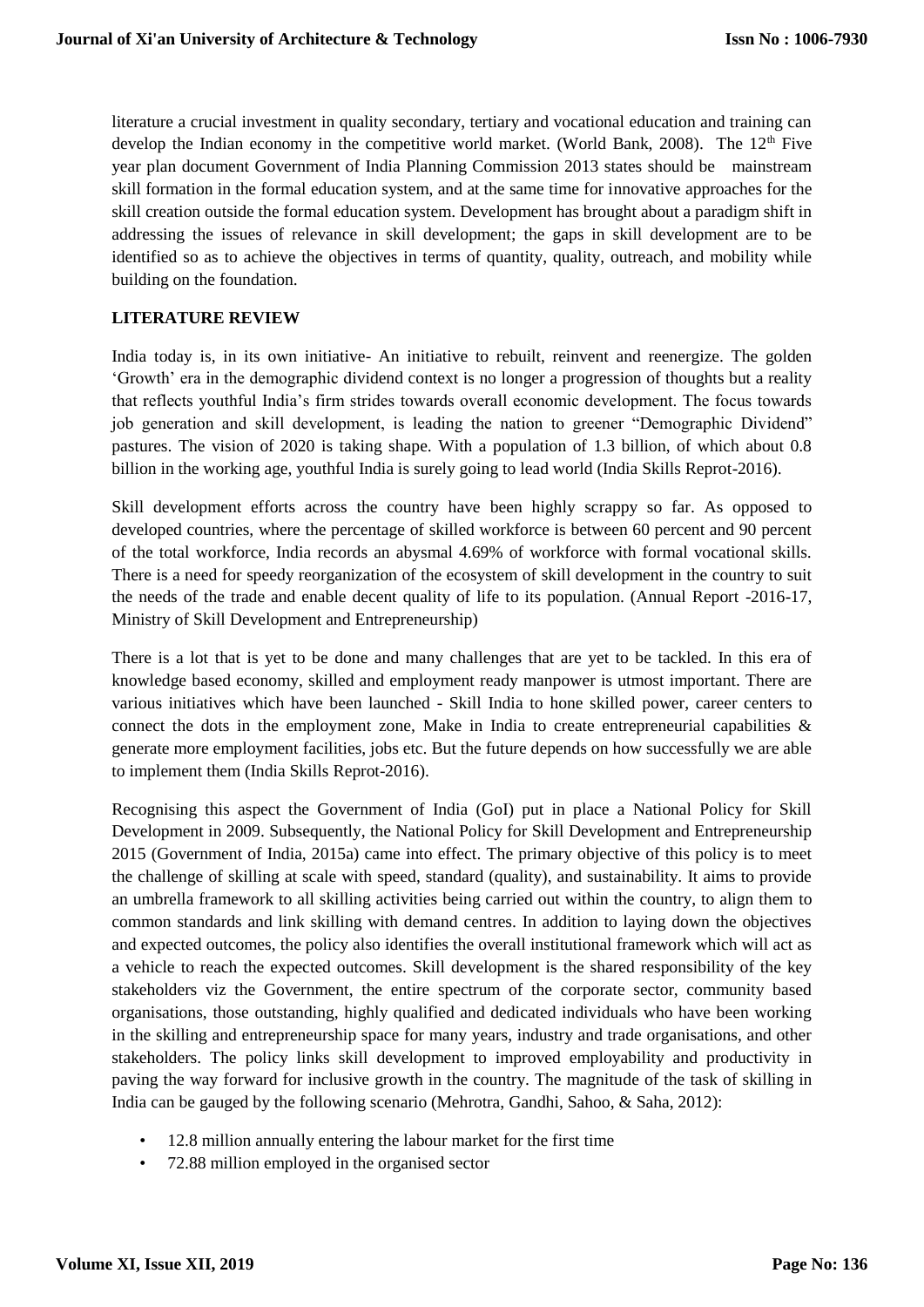literature a crucial investment in quality secondary, tertiary and vocational education and training can develop the Indian economy in the competitive world market. (World Bank, 2008). The 12th Five year plan document Government of India Planning Commission 2013 states should be mainstream skill formation in the formal education system, and at the same time for innovative approaches for the skill creation outside the formal education system. Development has brought about a paradigm shift in addressing the issues of relevance in skill development; the gaps in skill development are to be identified so as to achieve the objectives in terms of quantity, quality, outreach, and mobility while building on the foundation.

## LITERATURE REVIEW

India today is, in its own initiative- An initiative to rebuilt, reinvent and reenergize. The golden 'Growth' era in the demographic dividend context is no longer a progression of thoughts but a reality that reflects youthful India's firm strides towards overall economic development. The focus towards job generation and skill development, is leading the nation to greener "Demographic Dividend" pastures. The vision of 2020 is taking shape. With a population of 1.3 billion, of which about 0.8 billion in the working age, youthful India is surely going to lead world (India Skills Reprot-2016).

Skill development efforts across the country have been highly scrappy so far. As opposed to developed countries, where the percentage of skilled workforce is between 60 percent and 90 percent of the total workforce, India records an abysmal 4.69% of workforce with formal vocational skills. There is a need for speedy reorganization of the ecosystem of skill development in the country to suit the needs of the trade and enable decent quality of life to its population. (Annual Report -2016-17, Ministry of Skill Development and Entrepreneurship)

There is a lot that is yet to be done and many challenges that are yet to be tackled. In this era of knowledge based economy, skilled and employment ready manpower is utmost important. There are various initiatives which have been launched - Skill India to hone skilled power, career centers to connect the dots in the employment zone, Make in India to create entrepreneurial capabilities & generate more employment facilities, jobs etc. But the future depends on how successfully we are able to implement them (India Skills Reprot-2016).

Recognising this aspect the Government of India (GoI) put in place a National Policy for Skill Development in 2009. Subsequently, the National Policy for Skill Development and Entrepreneurship 2015 (Government of India, 2015a) came into effect. The primary objective of this policy is to meet the challenge of skilling at scale with speed, standard (quality), and sustainability. It aims to provide an umbrella framework to all skilling activities being carried out within the country, to align them to common standards and link skilling with demand centres. In addition to laying down the objectives and expected outcomes, the policy also identifies the overall institutional framework which will act as a vehicle to reach the expected outcomes. Skill development is the shared responsibility of the key stakeholders viz the Government, the entire spectrum of the corporate sector, community based organisations, those outstanding, highly qualified and dedicated individuals who have been working in the skilling and entrepreneurship space for many years, industry and trade organisations, and other stakeholders. The policy links skill development to improved employability and productivity in paving the way forward for inclusive growth in the country. The magnitude of the task of skilling in India can be gauged by the following scenario (Mehrotra, Gandhi, Sahoo, & Saha, 2012):

- 12.8 million annually entering the labour market for the first time
- 72.88 million employed in the organised sector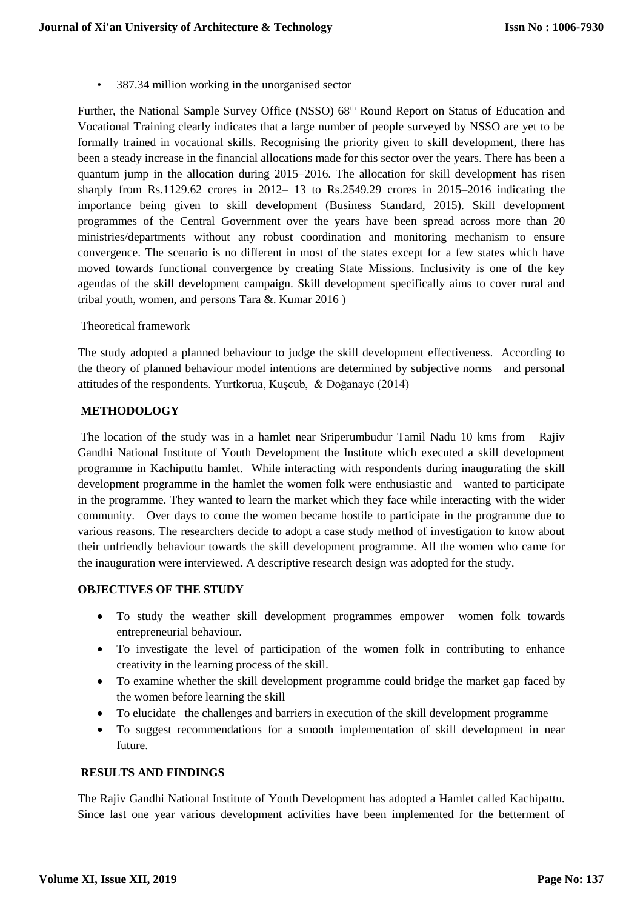- 387.34 million working in the unorganised sector

Further, the National Sample Survey Office (NSSO) 68th Round Report on Status of Education and Vocational Training clearly indicates that a large number of people surveyed by NSSO are yet to be formally trained in vocational skills. Recognising the priority given to skill development, there has been a steady increase in the financial allocations made for this sector over the years. There has been a quantum jump in the allocation during 2015–2016. The allocation for skill development has risen sharply from Rs.1129.62 crores in 2012– 13 to Rs.2549.29 crores in 2015–2016 indicating the importance being given to skill development (Business Standard, 2015). Skill development programmes of the Central Government over the years have been spread across more than 20 ministries/departments without any robust coordination and monitoring mechanism to ensure convergence. The scenario is no different in most of the states except for a few states which have moved towards functional convergence by creating State Missions. Inclusivity is one of the key agendas of the skill development campaign. Skill development specifically aims to cover rural and tribal youth, women, and persons Tara &. Kumar 2016 )

Theoretical framework

The study adopted a planned behaviour to judge the skill development effectiveness. According to the theory of planned behaviour model intentions are determined by subjective norms and personal attitudes of the respondents. Yurtkorua, Kuşcub, & Doğanayc (2014)

## METHODOLOGY

The location of the study was in a hamlet near Sriperumbudur Tamil Nadu 10 kms from Rajiv Gandhi National Institute of Youth Development the Institute which executed a skill development programme in Kachiputtu hamlet. While interacting with respondents during inaugurating the skill development programme in the hamlet the women folk were enthusiastic and wanted to participate in the programme. They wanted to learn the market which they face while interacting with the wider community. Over days to come the women became hostile to participate in the programme due to various reasons. The researchers decide to adopt a case study method of investigation to know about their unfriendly behaviour towards the skill development programme. All the women who came for the inauguration were interviewed. A descriptive research design was adopted for the study.

## OBJECTIVES OF THE STUDY

- To study the weather skill development programmes empower women folk towards entrepreneurial behaviour.
- To investigate the level of participation of the women folk in contributing to enhance creativity in the learning process of the skill.
- To examine whether the skill development programme could bridge the market gap faced by the women before learning the skill
- To elucidate the challenges and barriers in execution of the skill development programme
- To suggest recommendations for a smooth implementation of skill development in near future.

## RESULTS AND FINDINGS

The Rajiv Gandhi National Institute of Youth Development has adopted a Hamlet called Kachipattu. Since last one year various development activities have been implemented for the betterment of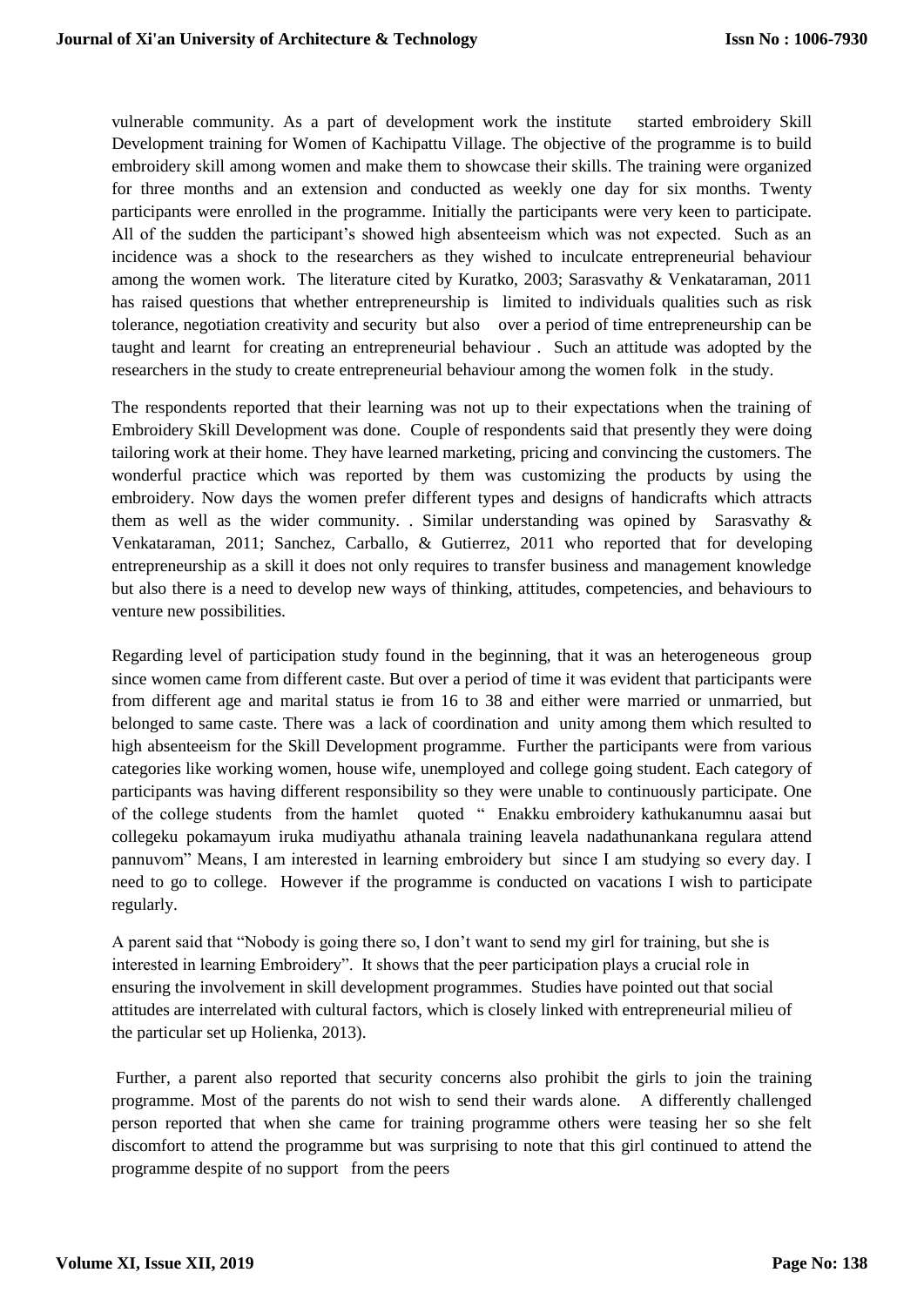vulnerable community. As a part of development work the institute started embroidery Skill Development training for Women of Kachipattu Village. The objective of the programme is to build embroidery skill among women and make them to showcase their skills. The training were organized for three months and an extension and conducted as weekly one day for six months. Twenty participants were enrolled in the programme. Initially the participants were very keen to participate. All of the sudden the participant's showed high absenteeism which was not expected. Such as an incidence was a shock to the researchers as they wished to inculcate entrepreneurial behaviour among the women work. The literature cited by Kuratko, 2003; Sarasvathy & Venkataraman, 2011 has raised questions that whether entrepreneurship is limited to individuals qualities such as risk tolerance, negotiation creativity and security but also over a period of time entrepreneurship can be taught and learnt for creating an entrepreneurial behaviour . Such an attitude was adopted by the researchers in the study to create entrepreneurial behaviour among the women folk in the study.

The respondents reported that their learning was not up to their expectations when the training of Embroidery Skill Development was done. Couple of respondents said that presently they were doing tailoring work at their home. They have learned marketing, pricing and convincing the customers. The wonderful practice which was reported by them was customizing the products by using the embroidery. Now days the women prefer different types and designs of handicrafts which attracts them as well as the wider community. . Similar understanding was opined by Sarasvathy & Venkataraman, 2011; Sanchez, Carballo, & Gutierrez, 2011 who reported that for developing entrepreneurship as a skill it does not only requires to transfer business and management knowledge but also there is a need to develop new ways of thinking, attitudes, competencies, and behaviours to venture new possibilities.

Regarding level of participation study found in the beginning, that it was an heterogeneous group since women came from different caste. But over a period of time it was evident that participants were from different age and marital status ie from 16 to 38 and either were married or unmarried, but belonged to same caste. There was a lack of coordination and unity among them which resulted to high absenteeism for the Skill Development programme. Further the participants were from various categories like working women, house wife, unemployed and college going student. Each category of participants was having different responsibility so they were unable to continuously participate. One of the college students from the hamlet quoted " Enakku embroidery kathukanumnu aasai but collegeku pokamayum iruka mudiyathu athanala training leavela nadathunankana regulara attend pannuvom" Means, I am interested in learning embroidery but since I am studying so every day. I need to go to college. However if the programme is conducted on vacations I wish to participate regularly.

A parent said that "Nobody is going there so, I don't want to send my girl for training, but she is interested in learning Embroidery". It shows that the peer participation plays a crucial role in ensuring the involvement in skill development programmes. Studies have pointed out that social attitudes are interrelated with cultural factors, which is closely linked with entrepreneurial milieu of the particular set up Holienka, 2013).

Further, a parent also reported that security concerns also prohibit the girls to join the training programme. Most of the parents do not wish to send their wards alone. A differently challenged person reported that when she came for training programme others were teasing her so she felt discomfort to attend the programme but was surprising to note that this girl continued to attend the programme despite of no support from the peers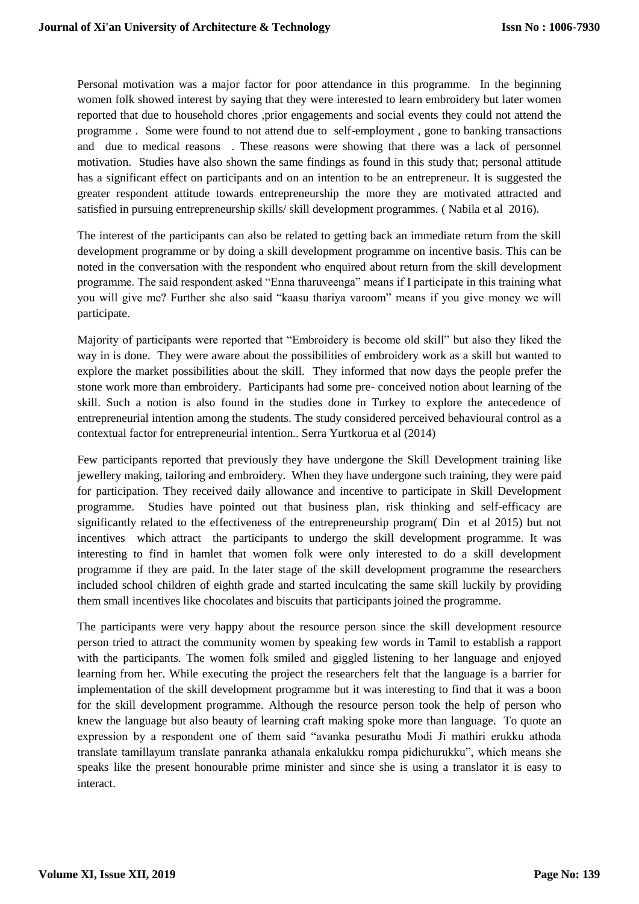Personal motivation was a major factor for poor attendance in this programme. In the beginning women folk showed interest by saying that they were interested to learn embroidery but later women reported that due to household chores ,prior engagements and social events they could not attend the programme . Some were found to not attend due to self-employment , gone to banking transactions and due to medical reasons . These reasons were showing that there was a lack of personnel motivation. Studies have also shown the same findings as found in this study that; personal attitude has a significant effect on participants and on an intention to be an entrepreneur. It is suggested the greater respondent attitude towards entrepreneurship the more they are motivated attracted and satisfied in pursuing entrepreneurship skills/ skill development programmes. ( Nabila et al 2016).

The interest of the participants can also be related to getting back an immediate return from the skill development programme or by doing a skill development programme on incentive basis. This can be noted in the conversation with the respondent who enquired about return from the skill development programme. The said respondent asked "Enna tharuveenga" means if I participate in this training what you will give me? Further she also said "kaasu thariya varoom" means if you give money we will participate.

Majority of participants were reported that "Embroidery is become old skill" but also they liked the way in is done. They were aware about the possibilities of embroidery work as a skill but wanted to explore the market possibilities about the skill. They informed that now days the people prefer the stone work more than embroidery. Participants had some pre- conceived notion about learning of the skill. Such a notion is also found in the studies done in Turkey to explore the antecedence of entrepreneurial intention among the students. The study considered perceived behavioural control as a contextual factor for entrepreneurial intention.. Serra Yurtkorua et al (2014)

Few participants reported that previously they have undergone the Skill Development training like jewellery making, tailoring and embroidery. When they have undergone such training, they were paid for participation. They received daily allowance and incentive to participate in Skill Development programme. Studies have pointed out that business plan, risk thinking and self-efficacy are significantly related to the effectiveness of the entrepreneurship program( Din et al 2015) but not incentives which attract the participants to undergo the skill development programme. It was interesting to find in hamlet that women folk were only interested to do a skill development programme if they are paid. In the later stage of the skill development programme the researchers included school children of eighth grade and started inculcating the same skill luckily by providing them small incentives like chocolates and biscuits that participants joined the programme.

The participants were very happy about the resource person since the skill development resource person tried to attract the community women by speaking few words in Tamil to establish a rapport with the participants. The women folk smiled and giggled listening to her language and enjoyed learning from her. While executing the project the researchers felt that the language is a barrier for implementation of the skill development programme but it was interesting to find that it was a boon for the skill development programme. Although the resource person took the help of person who knew the language but also beauty of learning craft making spoke more than language. To quote an expression by a respondent one of them said "avanka pesurathu Modi Ji mathiri erukku athoda translate tamillayum translate panranka athanala enkalukku rompa pidichurukku", which means she speaks like the present honourable prime minister and since she is using a translator it is easy to interact.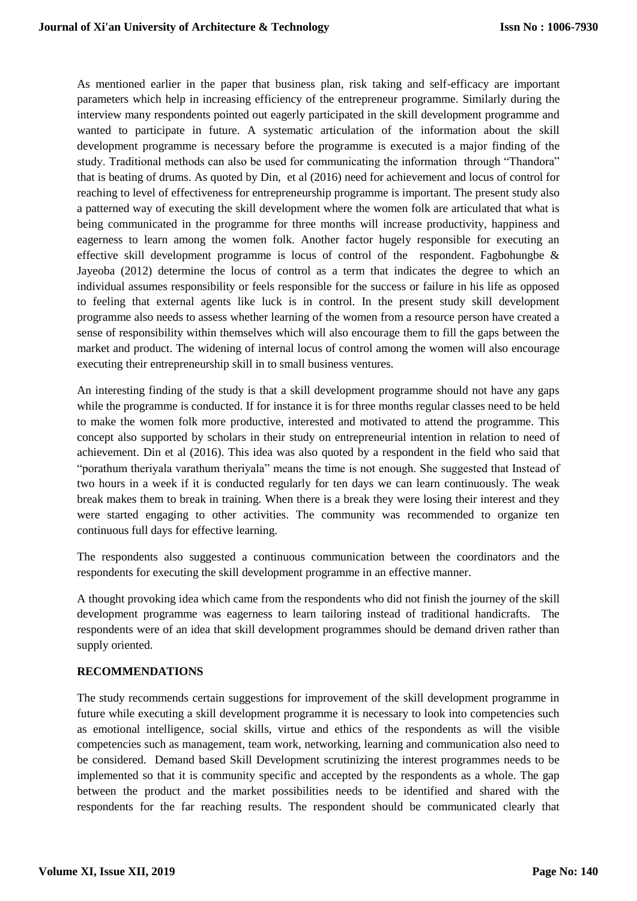As mentioned earlier in the paper that business plan, risk taking and self-efficacy are important parameters which help in increasing efficiency of the entrepreneur programme. Similarly during the interview many respondents pointed out eagerly participated in the skill development programme and wanted to participate in future. A systematic articulation of the information about the skill development programme is necessary before the programme is executed is a major finding of the study. Traditional methods can also be used for communicating the information through "Thandora" that is beating of drums. As quoted by Din, et al (2016) need for achievement and locus of control for reaching to level of effectiveness for entrepreneurship programme is important. The present study also a patterned way of executing the skill development where the women folk are articulated that what is being communicated in the programme for three months will increase productivity, happiness and eagerness to learn among the women folk. Another factor hugely responsible for executing an effective skill development programme is locus of control of the respondent. Fagbohungbe & Jayeoba (2012) determine the locus of control as a term that indicates the degree to which an individual assumes responsibility or feels responsible for the success or failure in his life as opposed to feeling that external agents like luck is in control. In the present study skill development programme also needs to assess whether learning of the women from a resource person have created a sense of responsibility within themselves which will also encourage them to fill the gaps between the market and product. The widening of internal locus of control among the women will also encourage executing their entrepreneurship skill in to small business ventures.

An interesting finding of the study is that a skill development programme should not have any gaps while the programme is conducted. If for instance it is for three months regular classes need to be held to make the women folk more productive, interested and motivated to attend the programme. This concept also supported by scholars in their study on entrepreneurial intention in relation to need of achievement. Din et al (2016). This idea was also quoted by a respondent in the field who said that "porathum theriyala varathum theriyala" means the time is not enough. She suggested that Instead of two hours in a week if it is conducted regularly for ten days we can learn continuously. The weak break makes them to break in training. When there is a break they were losing their interest and they were started engaging to other activities. The community was recommended to organize ten continuous full days for effective learning.

The respondents also suggested a continuous communication between the coordinators and the respondents for executing the skill development programme in an effective manner.

A thought provoking idea which came from the respondents who did not finish the journey of the skill development programme was eagerness to learn tailoring instead of traditional handicrafts. The respondents were of an idea that skill development programmes should be demand driven rather than supply oriented.

## RECOMMENDATIONS

The study recommends certain suggestions for improvement of the skill development programme in future while executing a skill development programme it is necessary to look into competencies such as emotional intelligence, social skills, virtue and ethics of the respondents as will the visible competencies such as management, team work, networking, learning and communication also need to be considered. Demand based Skill Development scrutinizing the interest programmes needs to be implemented so that it is community specific and accepted by the respondents as a whole. The gap between the product and the market possibilities needs to be identified and shared with the respondents for the far reaching results. The respondent should be communicated clearly that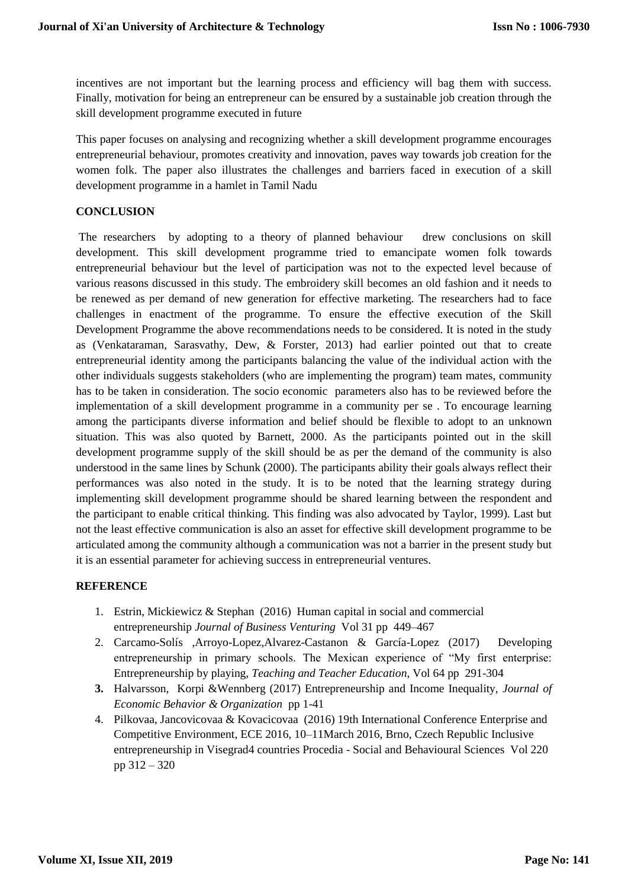incentives are not important but the learning process and efficiency will bag them with success. Finally, motivation for being an entrepreneur can be ensured by a sustainable job creation through the skill development programme executed in future

This paper focuses on analysing and recognizing whether a skill development programme encourages entrepreneurial behaviour, promotes creativity and innovation, paves way towards job creation for the women folk. The paper also illustrates the challenges and barriers faced in execution of a skill development programme in a hamlet in Tamil Nadu

## CONCLUSION

The researchers by adopting to a theory of planned behaviour drew conclusions on skill development. This skill development programme tried to emancipate women folk towards entrepreneurial behaviour but the level of participation was not to the expected level because of various reasons discussed in this study. The embroidery skill becomes an old fashion and it needs to be renewed as per demand of new generation for effective marketing. The researchers had to face challenges in enactment of the programme. To ensure the effective execution of the Skill Development Programme the above recommendations needs to be considered. It is noted in the study as (Venkataraman, Sarasvathy, Dew, & Forster, 2013) had earlier pointed out that to create entrepreneurial identity among the participants balancing the value of the individual action with the other individuals suggests stakeholders (who are implementing the program) team mates, community has to be taken in consideration. The socio economic parameters also has to be reviewed before the implementation of a skill development programme in a community per se . To encourage learning among the participants diverse information and belief should be flexible to adopt to an unknown situation. This was also quoted by Barnett, 2000. As the participants pointed out in the skill development programme supply of the skill should be as per the demand of the community is also understood in the same lines by Schunk (2000). The participants ability their goals always reflect their performances was also noted in the study. It is to be noted that the learning strategy during implementing skill development programme should be shared learning between the respondent and the participant to enable critical thinking. This finding was also advocated by Taylor, 1999). Last but not the least effective communication is also an asset for effective skill development programme to be articulated among the community although a communication was not a barrier in the present study but it is an essential parameter for achieving success in entrepreneurial ventures.

## REFERENCE

1. Estrin, Mickiewicz & Stephan (2016) Human capital in social and commercial entrepreneurship *Journal of Business Venturing* Vol 31 pp 449–467
2. Carcamo-Solís ,Arroyo-Lopez,Alvarez-Castanon & García-Lopez (2017) Developing entrepreneurship in primary schools. The Mexican experience of "My first enterprise: Entrepreneurship by playing, *Teaching and Teacher Education*, Vol 64 pp 291-304
3. Halvarsson, Korpi &Wennberg (2017) Entrepreneurship and Income Inequality, *Journal of Economic Behavior & Organization* pp 1-41
4. Pilkovaa, Jancovicovaa & Kovacicovaa (2016) 19th International Conference Enterprise and Competitive Environment, ECE 2016, 10–11March 2016, Brno, Czech Republic Inclusive entrepreneurship in Visegrad4 countries Procedia - Social and Behavioural Sciences Vol 220 pp 312 – 320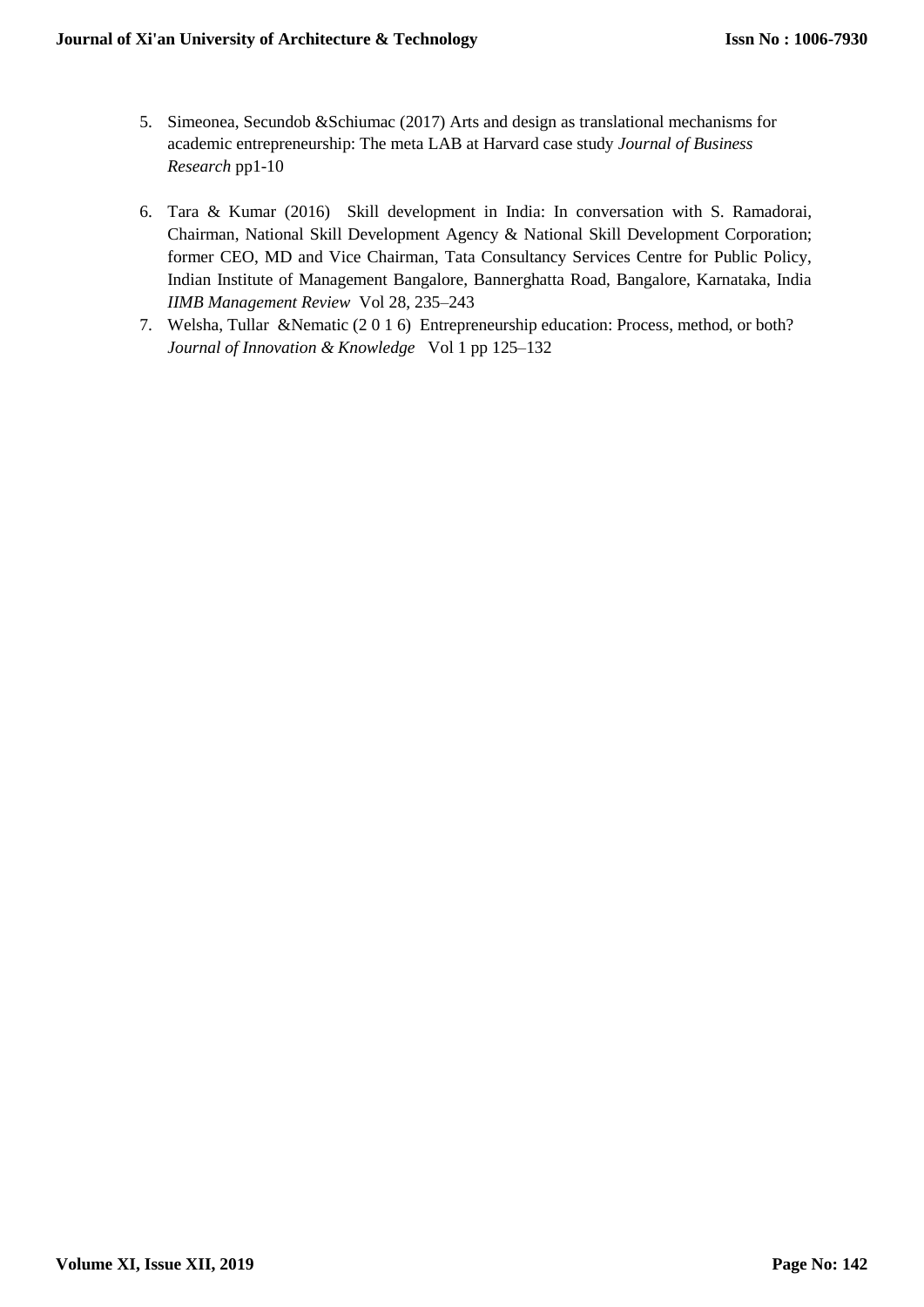5. Simeonea, Secundob &Schiumac (2017) Arts and design as translational mechanisms for academic entrepreneurship: The meta LAB at Harvard case study *Journal of Business Research* pp1-10

6. Tara & Kumar (2016) Skill development in India: In conversation with S. Ramadorai, Chairman, National Skill Development Agency & National Skill Development Corporation; former CEO, MD and Vice Chairman, Tata Consultancy Services Centre for Public Policy, Indian Institute of Management Bangalore, Bannerghatta Road, Bangalore, Karnataka, India *IIMB Management Review* Vol 28, 235–243

7. Welsha, Tullar &Nematic (2 0 1 6) Entrepreneurship education: Process, method, or both? *Journal of Innovation & Knowledge* Vol 1 pp 125–132